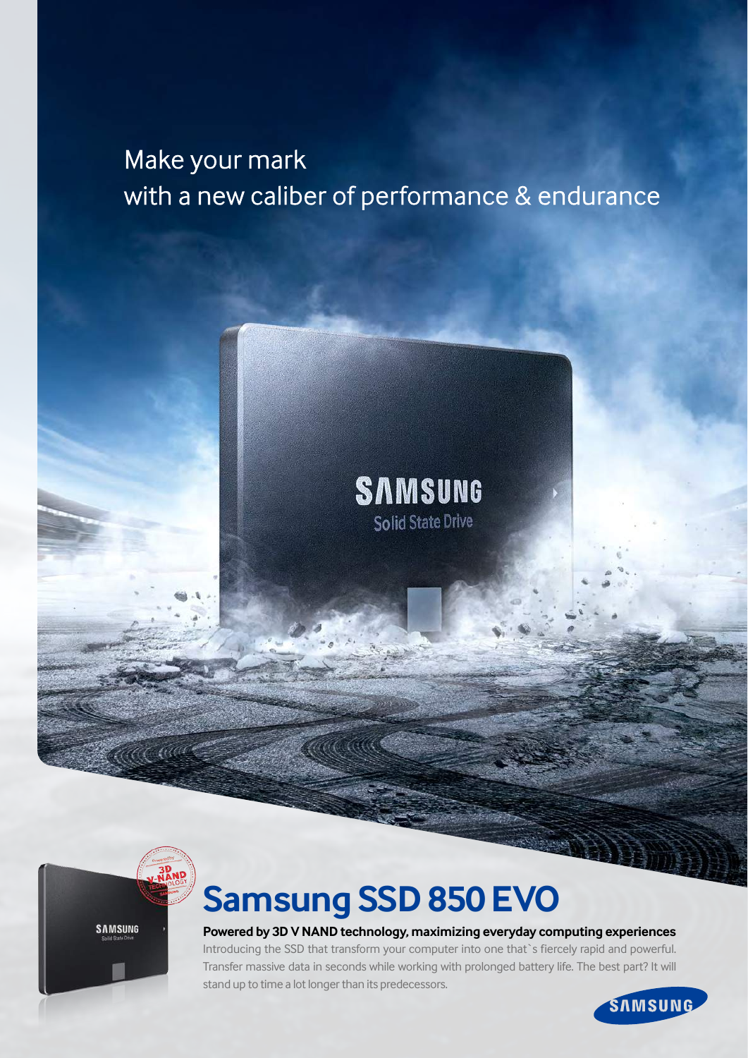Make your mark
with a new caliber of performance & endurance

# Samsung SSD 850 EVO

**Powered by 3D V NAND technology, maximizing everyday computing experiences**

Introducing the SSD that transform your computer into one that`s fiercely rapid and powerful. Transfer massive data in seconds while working with prolonged battery life. The best part? It will stand up to time a lot longer than its predecessors.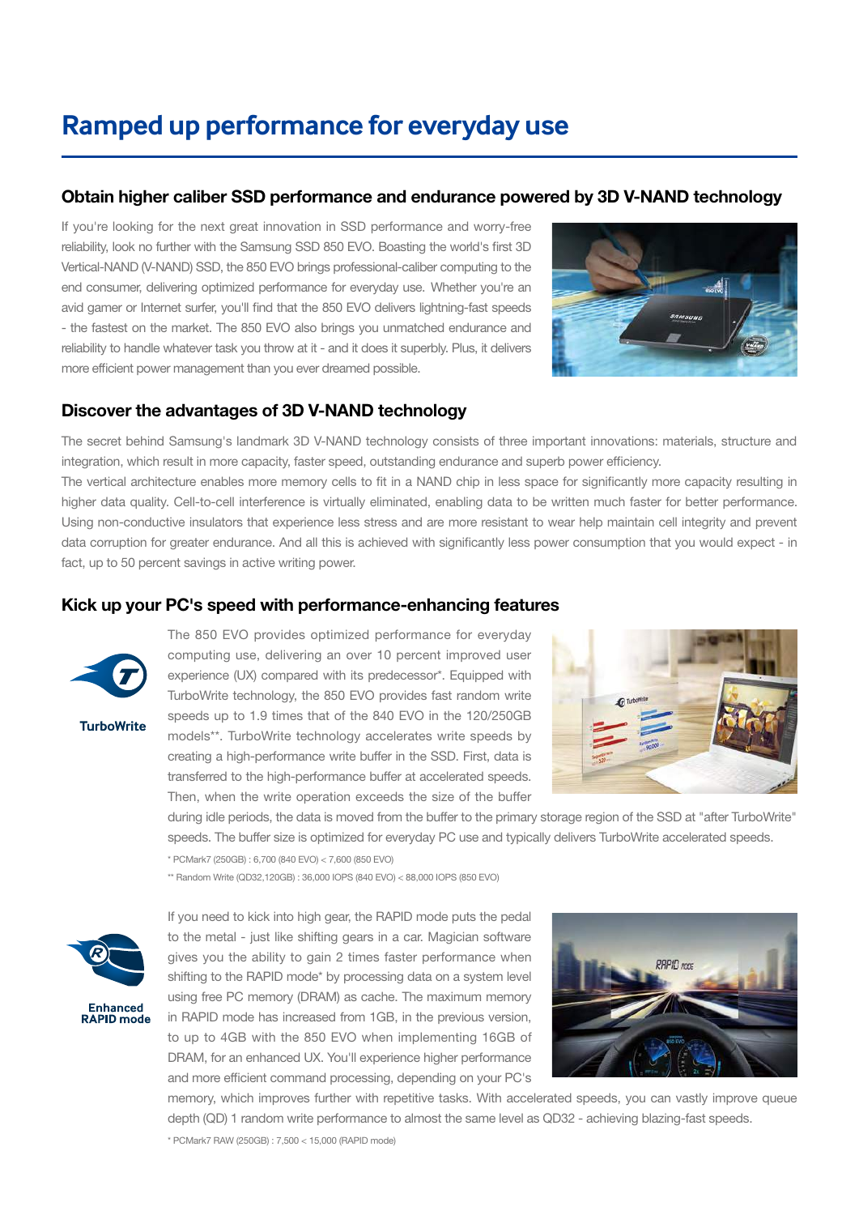# Ramped up performance for everyday use

## Obtain higher caliber SSD performance and endurance powered by 3D V-NAND technology

If you're looking for the next great innovation in SSD performance and worry-free reliability, look no further with the Samsung SSD 850 EVO. Boasting the world's first 3D Vertical-NAND (V-NAND) SSD, the 850 EVO brings professional-caliber computing to the end consumer, delivering optimized performance for everyday use. Whether you're an avid gamer or Internet surfer, you'll find that the 850 EVO delivers lightning-fast speeds - the fastest on the market. The 850 EVO also brings you unmatched endurance and reliability to handle whatever task you throw at it - and it does it superbly. Plus, it delivers more efficient power management than you ever dreamed possible.

## Discover the advantages of 3D V-NAND technology

The secret behind Samsung's landmark 3D V-NAND technology consists of three important innovations: materials, structure and integration, which result in more capacity, faster speed, outstanding endurance and superb power efficiency.

The vertical architecture enables more memory cells to fit in a NAND chip in less space for significantly more capacity resulting in higher data quality. Cell-to-cell interference is virtually eliminated, enabling data to be written much faster for better performance. Using non-conductive insulators that experience less stress and are more resistant to wear help maintain cell integrity and prevent data corruption for greater endurance. And all this is achieved with significantly less power consumption that you would expect - in fact, up to 50 percent savings in active writing power.

## Kick up your PC's speed with performance-enhancing features

TurboWrite

The 850 EVO provides optimized performance for everyday computing use, delivering an over 10 percent improved user experience (UX) compared with its predecessor*. Equipped with TurboWrite technology, the 850 EVO provides fast random write speeds up to 1.9 times that of the 840 EVO in the 120/250GB models**. TurboWrite technology accelerates write speeds by creating a high-performance write buffer in the SSD. First, data is transferred to the high-performance buffer at accelerated speeds. Then, when the write operation exceeds the size of the buffer during idle periods, the data is moved from the buffer to the primary storage region of the SSD at "after TurboWrite" speeds. The buffer size is optimized for everyday PC use and typically delivers TurboWrite accelerated speeds.

\* PCMark7 (250GB) : 6,700 (840 EVO) < 7,600 (850 EVO)

\*\* Random Write (QD32,120GB) : 36,000 IOPS (840 EVO) < 88,000 IOPS (850 EVO)

Enhanced RAPID mode

If you need to kick into high gear, the RAPID mode puts the pedal to the metal - just like shifting gears in a car. Magician software gives you the ability to gain 2 times faster performance when shifting to the RAPID mode* by processing data on a system level using free PC memory (DRAM) as cache. The maximum memory in RAPID mode has increased from 1GB, in the previous version, to up to 4GB with the 850 EVO when implementing 16GB of DRAM, for an enhanced UX. You'll experience higher performance and more efficient command processing, depending on your PC's memory, which improves further with repetitive tasks. With accelerated speeds, you can vastly improve queue depth (QD) 1 random write performance to almost the same level as QD32 - achieving blazing-fast speeds.

\* PCMark7 RAW (250GB) : 7,500 < 15,000 (RAPID mode)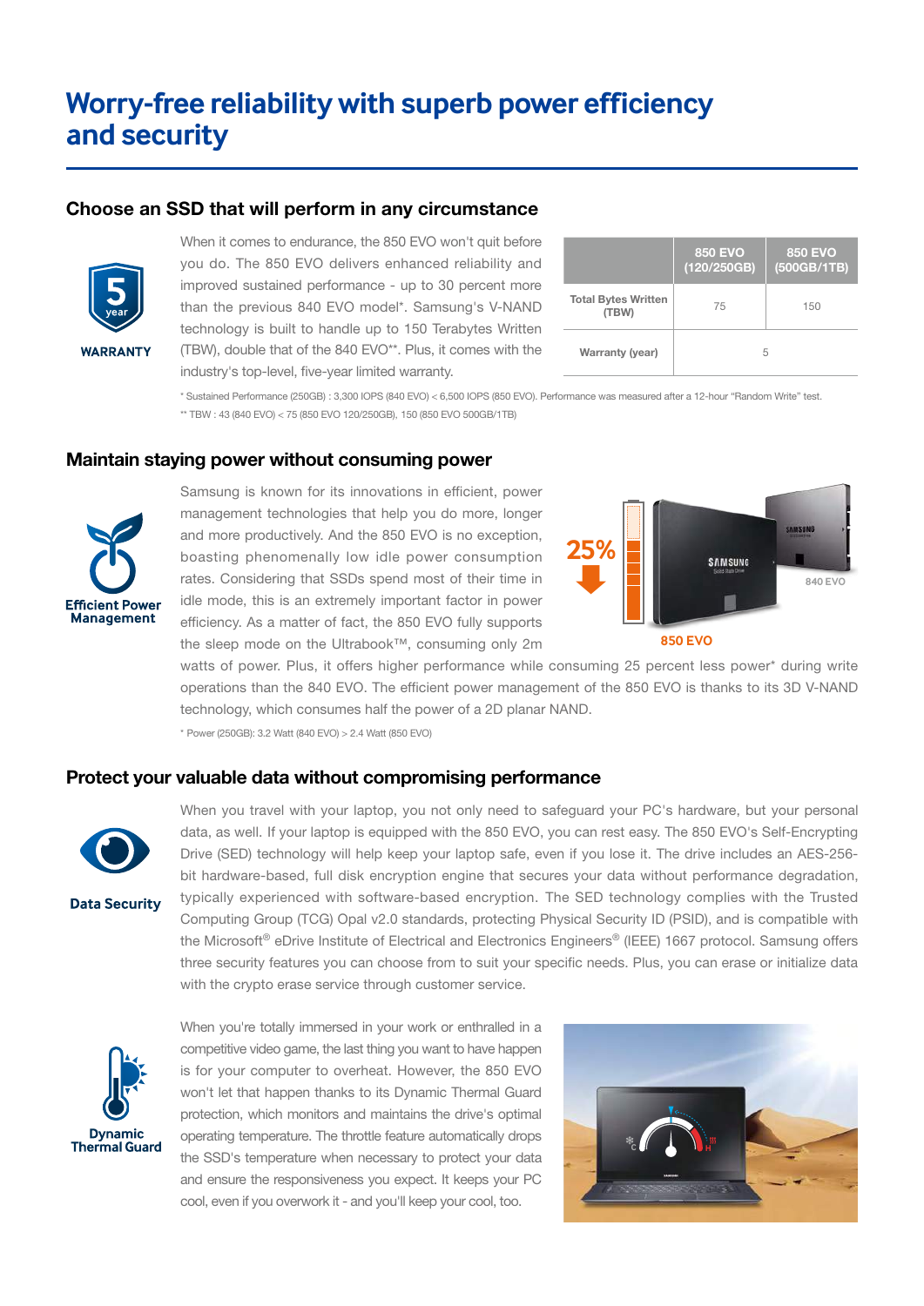# Worry-free reliability with superb power efficiency and security

## Choose an SSD that will perform in any circumstance

5 year WARRANTY

When it comes to endurance, the 850 EVO won't quit before you do. The 850 EVO delivers enhanced reliability and improved sustained performance - up to 30 percent more than the previous 840 EVO model*. Samsung's V-NAND technology is built to handle up to 150 Terabytes Written (TBW), double that of the 840 EVO**. Plus, it comes with the industry's top-level, five-year limited warranty.

| | 850 EVO (120/250GB) | 850 EVO (500GB/1TB) |
|---|---|---|
| Total Bytes Written (TBW) | 75 | 150 |
| Warranty (year) | 5 | |

* Sustained Performance (250GB) : 3,300 IOPS (840 EVO) < 6,500 IOPS (850 EVO). Performance was measured after a 12-hour "Random Write" test.

** TBW : 43 (840 EVO) < 75 (850 EVO 120/250GB), 150 (850 EVO 500GB/1TB)

## Maintain staying power without consuming power

Efficient Power Management

Samsung is known for its innovations in efficient, power management technologies that help you do more, longer and more productively. And the 850 EVO is no exception, boasting phenomenally low idle power consumption rates. Considering that SSDs spend most of their time in idle mode, this is an extremely important factor in power efficiency. As a matter of fact, the 850 EVO fully supports the sleep mode on the Ultrabook™, consuming only 2m watts of power. Plus, it offers higher performance while consuming 25 percent less power* during write operations than the 840 EVO. The efficient power management of the 850 EVO is thanks to its 3D V-NAND technology, which consumes half the power of a 2D planar NAND.

25% | 850 EVO | 840 EVO

* Power (250GB): 3.2 Watt (840 EVO) > 2.4 Watt (850 EVO)

## Protect your valuable data without compromising performance

Data Security

When you travel with your laptop, you not only need to safeguard your PC's hardware, but your personal data, as well. If your laptop is equipped with the 850 EVO, you can rest easy. The 850 EVO's Self-Encrypting Drive (SED) technology will help keep your laptop safe, even if you lose it. The drive includes an AES-256-bit hardware-based, full disk encryption engine that secures your data without performance degradation, typically experienced with software-based encryption. The SED technology complies with the Trusted Computing Group (TCG) Opal v2.0 standards, protecting Physical Security ID (PSID), and is compatible with the Microsoft® eDrive Institute of Electrical and Electronics Engineers® (IEEE) 1667 protocol. Samsung offers three security features you can choose from to suit your specific needs. Plus, you can erase or initialize data with the crypto erase service through customer service.

Dynamic Thermal Guard

When you're totally immersed in your work or enthralled in a competitive video game, the last thing you want to have happen is for your computer to overheat. However, the 850 EVO won't let that happen thanks to its Dynamic Thermal Guard protection, which monitors and maintains the drive's optimal operating temperature. The throttle feature automatically drops the SSD's temperature when necessary to protect your data and ensure the responsiveness you expect. It keeps your PC cool, even if you overwork it - and you'll keep your cool, too.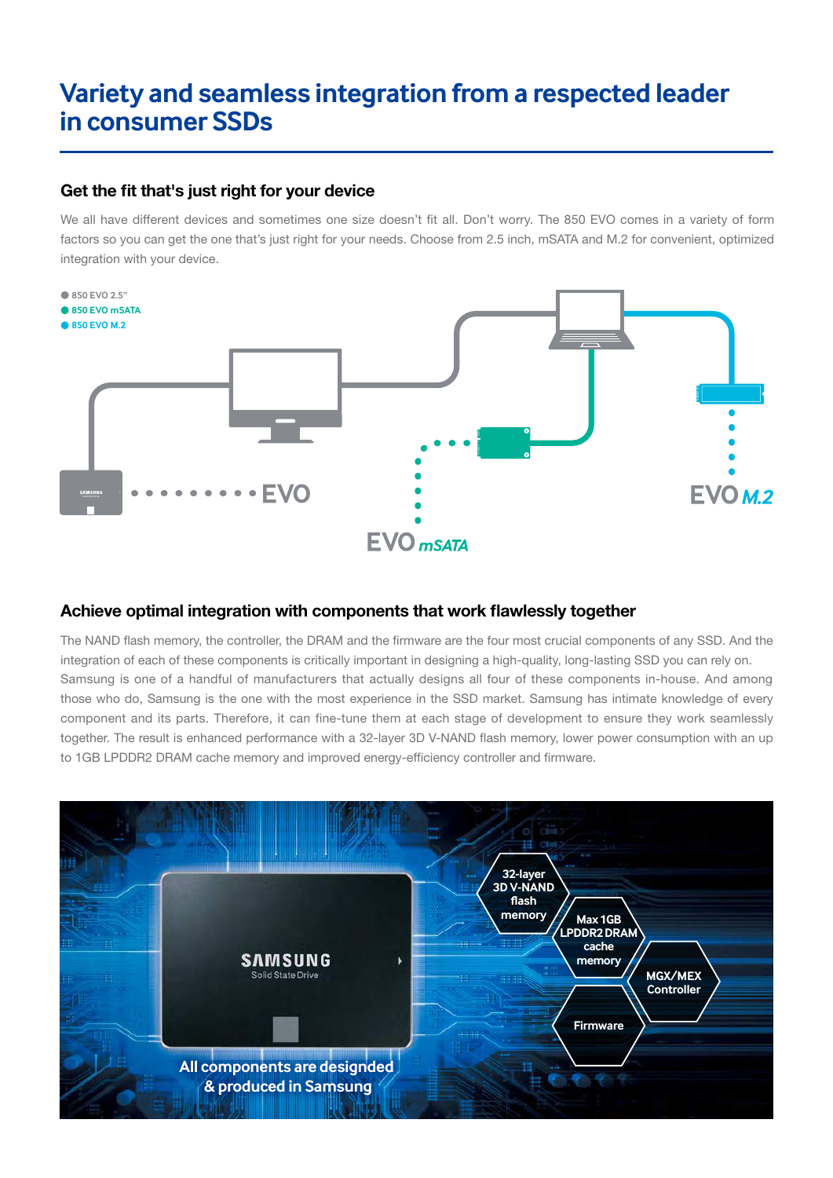# Variety and seamless integration from a respected leader in consumer SSDs

## Get the fit that's just right for your device

We all have different devices and sometimes one size doesn't fit all. Don't worry. The 850 EVO comes in a variety of form factors so you can get the one that's just right for your needs. Choose from 2.5 inch, mSATA and M.2 for convenient, optimized integration with your device.

- 850 EVO 2.5"
- 850 EVO mSATA
- 850 EVO M.2

EVO

EVO mSATA

EVO M.2

## Achieve optimal integration with components that work flawlessly together

The NAND flash memory, the controller, the DRAM and the firmware are the four most crucial components of any SSD. And the integration of each of these components is critically important in designing a high-quality, long-lasting SSD you can rely on. Samsung is one of a handful of manufacturers that actually designs all four of these components in-house. And among those who do, Samsung is the one with the most experience in the SSD market. Samsung has intimate knowledge of every component and its parts. Therefore, it can fine-tune them at each stage of development to ensure they work seamlessly together. The result is enhanced performance with a 32-layer 3D V-NAND flash memory, lower power consumption with an up to 1GB LPDDR2 DRAM cache memory and improved energy-efficiency controller and firmware.

- 32-layer 3D V-NAND flash memory
- Max 1GB LPDDR2 DRAM cache memory
- MGX/MEX Controller
- Firmware

All components are designged & produced in Samsung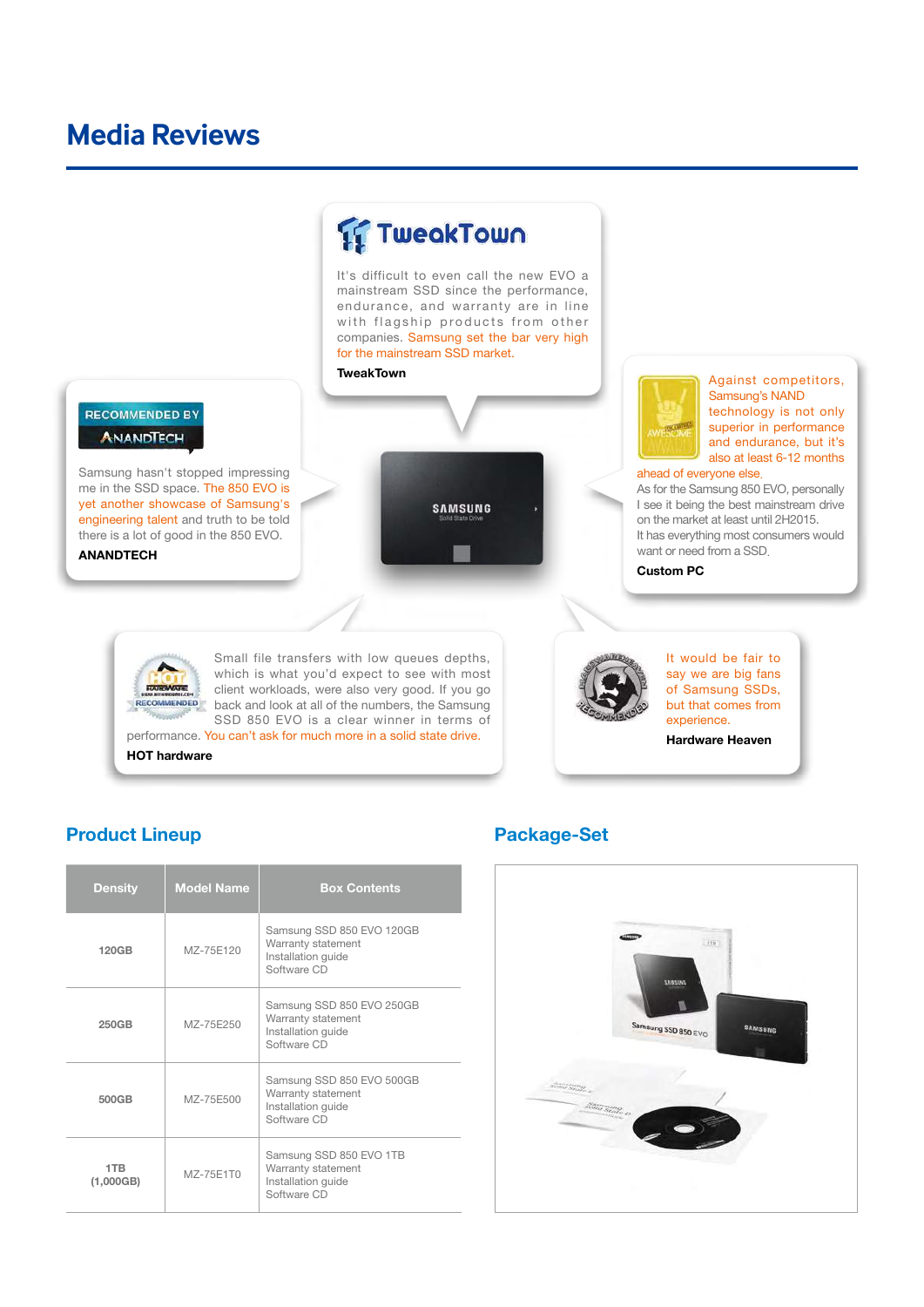# Media Reviews

It's difficult to even call the new EVO a mainstream SSD since the performance, endurance, and warranty are in line with flagship products from other companies. Samsung set the bar very high for the mainstream SSD market.

**TweakTown**

Samsung hasn't stopped impressing me in the SSD space. The 850 EVO is yet another showcase of Samsung's engineering talent and truth to be told there is a lot of good in the 850 EVO.

**ANANDTECH**

Against competitors, Samsung's NAND technology is not only superior in performance and endurance, but it's also at least 6-12 months ahead of everyone else.
As for the Samsung 850 EVO, personally I see it being the best mainstream drive on the market at least until 2H2015.
It has everything most consumers would want or need from a SSD.

**Custom PC**

Small file transfers with low queues depths, which is what you'd expect to see with most client workloads, were also very good. If you go back and look at all of the numbers, the Samsung SSD 850 EVO is a clear winner in terms of performance. You can't ask for much more in a solid state drive.

**HOT hardware**

It would be fair to say we are big fans of Samsung SSDs, but that comes from experience.

**Hardware Heaven**

## Product Lineup

| Density | Model Name | Box Contents |
|---|---|---|
| 120GB | MZ-75E120 | Samsung SSD 850 EVO 120GB<br>Warranty statement<br>Installation guide<br>Software CD |
| 250GB | MZ-75E250 | Samsung SSD 850 EVO 250GB<br>Warranty statement<br>Installation guide<br>Software CD |
| 500GB | MZ-75E500 | Samsung SSD 850 EVO 500GB<br>Warranty statement<br>Installation guide<br>Software CD |
| 1TB (1,000GB) | MZ-75E1T0 | Samsung SSD 850 EVO 1TB<br>Warranty statement<br>Installation guide<br>Software CD |

## Package-Set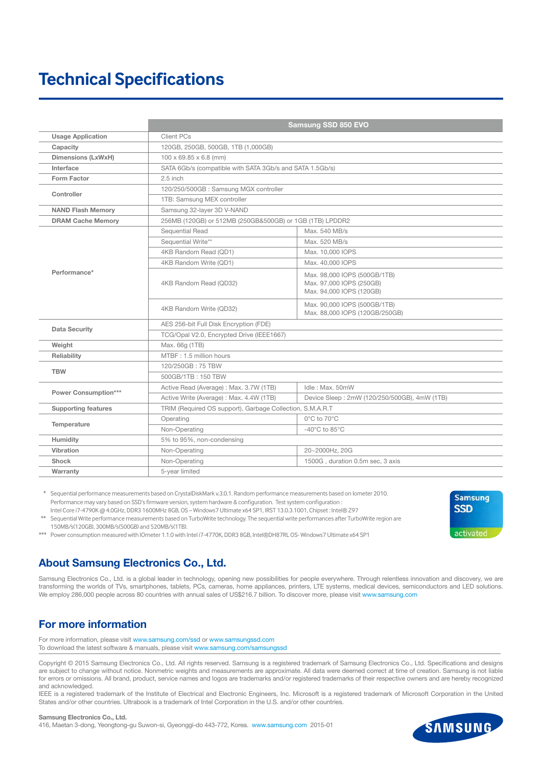# Technical Specifications

| | Samsung SSD 850 EVO | |
|---|---|---|
| Usage Application | Client PCs | |
| Capacity | 120GB, 250GB, 500GB, 1TB (1,000GB) | |
| Dimensions (LxWxH) | 100 x 69.85 x 6.8 (mm) | |
| Interface | SATA 6Gb/s (compatible with SATA 3Gb/s and SATA 1.5Gb/s) | |
| Form Factor | 2.5 inch | |
| Controller | 120/250/500GB : Samsung MGX controller | |
| | 1TB: Samsung MEX controller | |
| NAND Flash Memory | Samsung 32-layer 3D V-NAND | |
| DRAM Cache Memory | 256MB (120GB) or 512MB (250GB&500GB) or 1GB (1TB) LPDDR2 | |
| Performance* | Sequential Read | Max. 540 MB/s |
| | Sequential Write** | Max. 520 MB/s |
| | 4KB Random Read (QD1) | Max. 10,000 IOPS |
| | 4KB Random Write (QD1) | Max. 40,000 IOPS |
| | 4KB Random Read (QD32) | Max. 98,000 IOPS (500GB/1TB)<br>Max. 97,000 IOPS (250GB)<br>Max. 94,000 IOPS (120GB) |
| | 4KB Random Write (QD32) | Max. 90,000 IOPS (500GB/1TB)<br>Max. 88,000 IOPS (120GB/250GB) |
| Data Security | AES 256-bit Full Disk Encryption (FDE) | |
| | TCG/Opal V2.0, Encrypted Drive (IEEE1667) | |
| Weight | Max. 66g (1TB) | |
| Reliability | MTBF : 1.5 million hours | |
| TBW | 120/250GB : 75 TBW | |
| | 500GB/1TB : 150 TBW | |
| Power Consumption*** | Active Read (Average) : Max. 3.7W (1TB) | Idle : Max. 50mW |
| | Active Write (Average) : Max. 4.4W (1TB) | Device Sleep : 2mW (120/250/500GB), 4mW (1TB) |
| Supporting features | TRIM (Required OS support), Garbage Collection, S.M.A.R.T | |
| Temperature | Operating | 0°C to 70°C |
| | Non-Operating | -40°C to 85°C |
| Humidity | 5% to 95%, non-condensing | |
| Vibration | Non-Operating | 20~2000Hz, 20G |
| Shock | Non-Operating | 1500G , duration 0.5m sec, 3 axis |
| Warranty | 5-year limited | |

\* Sequential performance measurements based on CrystalDiskMark v.3.0.1. Random performance measurements based on Iometer 2010. Performance may vary based on SSD's firmware version, system hardware & configuration. Test system configuration : Intel Core i7-4790K @ 4.0GHz, DDR3 1600MHz 8GB, OS – Windows7 Ultimate x64 SP1, IRST 13.0.3.1001, Chipset : Intel® Z97

\** Sequential Write performance measurements based on TurboWrite technology. The sequential write performances after TurboWrite region are 150MB/s(120GB), 300MB/s(500GB) and 520MB/s(1TB).

\*** Power consumption measured with IOmeter 1.1.0 with Intel i7-4770K, DDR3 8GB, Intel®DH87RL OS- Windows7 Ultimate x64 SP1

Samsung SSD activated

## About Samsung Electronics Co., Ltd.

Samsung Electronics Co., Ltd. is a global leader in technology, opening new possibilities for people everywhere. Through relentless innovation and discovery, we are transforming the worlds of TVs, smartphones, tablets, PCs, cameras, home appliances, printers, LTE systems, medical devices, semiconductors and LED solutions. We employ 286,000 people across 80 countries with annual sales of US$216.7 billion. To discover more, please visit www.samsung.com

## For more information

For more information, please visit www.samsung.com/ssd or www.samsungssd.com
To download the latest software & manuals, please visit www.samsung.com/samsungssd

Copyright © 2015 Samsung Electronics Co., Ltd. All rights reserved. Samsung is a registered trademark of Samsung Electronics Co., Ltd. Specifications and designs are subject to change without notice. Nonmetric weights and measurements are approximate. All data were deemed correct at time of creation. Samsung is not liable for errors or omissions. All brand, product, service names and logos are trademarks and/or registered trademarks of their respective owners and are hereby recognized and acknowledged.
IEEE is a registered trademark of the Institute of Electrical and Electronic Engineers, Inc. Microsoft is a registered trademark of Microsoft Corporation in the United States and/or other countries. Ultrabook is a trademark of Intel Corporation in the U.S. and/or other countries.

**Samsung Electronics Co., Ltd.**
416, Maetan 3-dong, Yeongtong-gu Suwon-si, Gyeonggi-do 443-772, Korea. www.samsung.com 2015-01

SAMSUNG